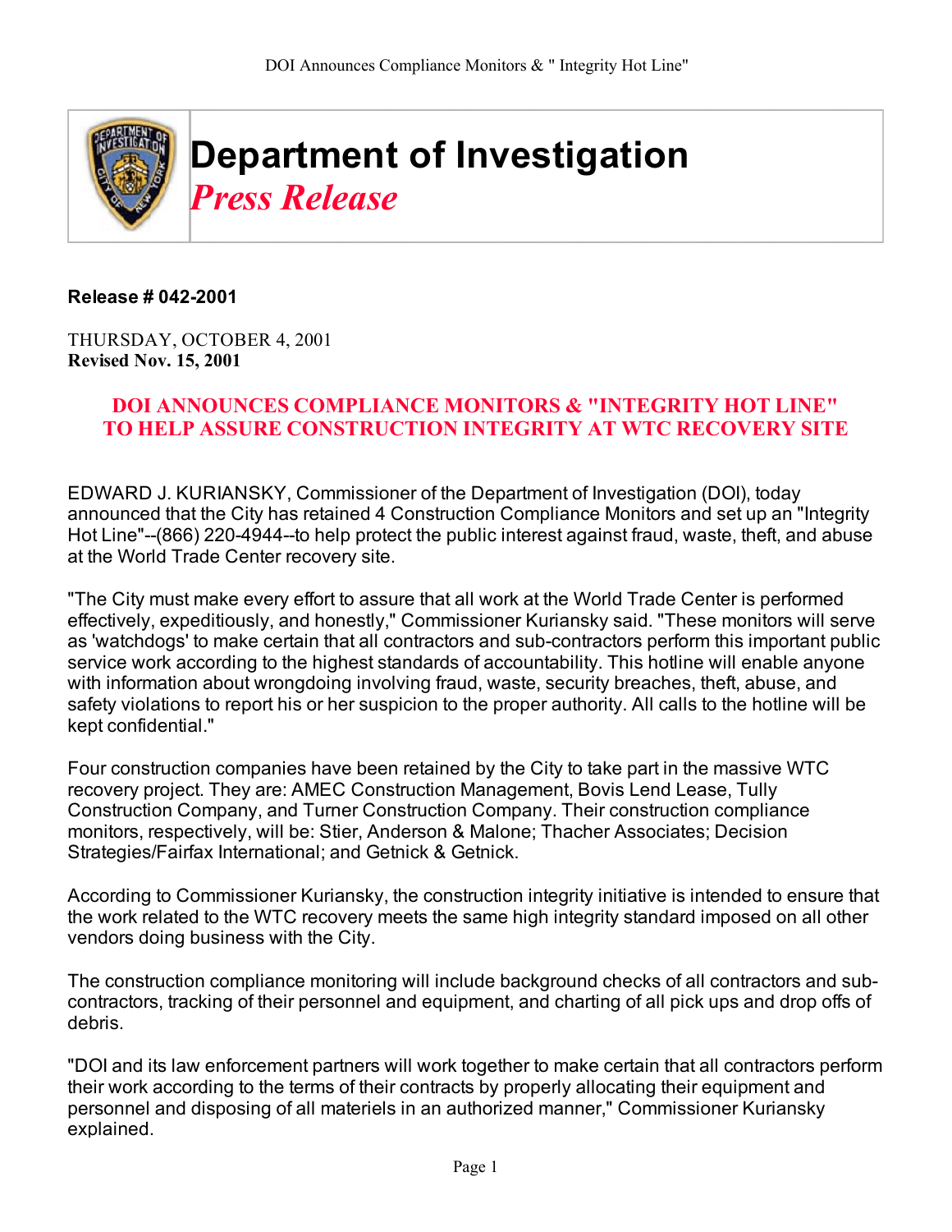# Department of Investigation
## *Press Release*

**Release # 042-2001**

THURSDAY, OCTOBER 4, 2001
**Revised Nov. 15, 2001**

### DOI ANNOUNCES COMPLIANCE MONITORS & "INTEGRITY HOT LINE" TO HELP ASSURE CONSTRUCTION INTEGRITY AT WTC RECOVERY SITE

EDWARD J. KURIANSKY, Commissioner of the Department of Investigation (DOI), today announced that the City has retained 4 Construction Compliance Monitors and set up an "Integrity Hot Line"--(866) 220-4944--to help protect the public interest against fraud, waste, theft, and abuse at the World Trade Center recovery site.

"The City must make every effort to assure that all work at the World Trade Center is performed effectively, expeditiously, and honestly," Commissioner Kuriansky said. "These monitors will serve as 'watchdogs' to make certain that all contractors and sub-contractors perform this important public service work according to the highest standards of accountability. This hotline will enable anyone with information about wrongdoing involving fraud, waste, security breaches, theft, abuse, and safety violations to report his or her suspicion to the proper authority. All calls to the hotline will be kept confidential."

Four construction companies have been retained by the City to take part in the massive WTC recovery project. They are: AMEC Construction Management, Bovis Lend Lease, Tully Construction Company, and Turner Construction Company. Their construction compliance monitors, respectively, will be: Stier, Anderson & Malone; Thacher Associates; Decision Strategies/Fairfax International; and Getnick & Getnick.

According to Commissioner Kuriansky, the construction integrity initiative is intended to ensure that the work related to the WTC recovery meets the same high integrity standard imposed on all other vendors doing business with the City.

The construction compliance monitoring will include background checks of all contractors and sub-contractors, tracking of their personnel and equipment, and charting of all pick ups and drop offs of debris.

"DOI and its law enforcement partners will work together to make certain that all contractors perform their work according to the terms of their contracts by properly allocating their equipment and personnel and disposing of all materiels in an authorized manner," Commissioner Kuriansky explained.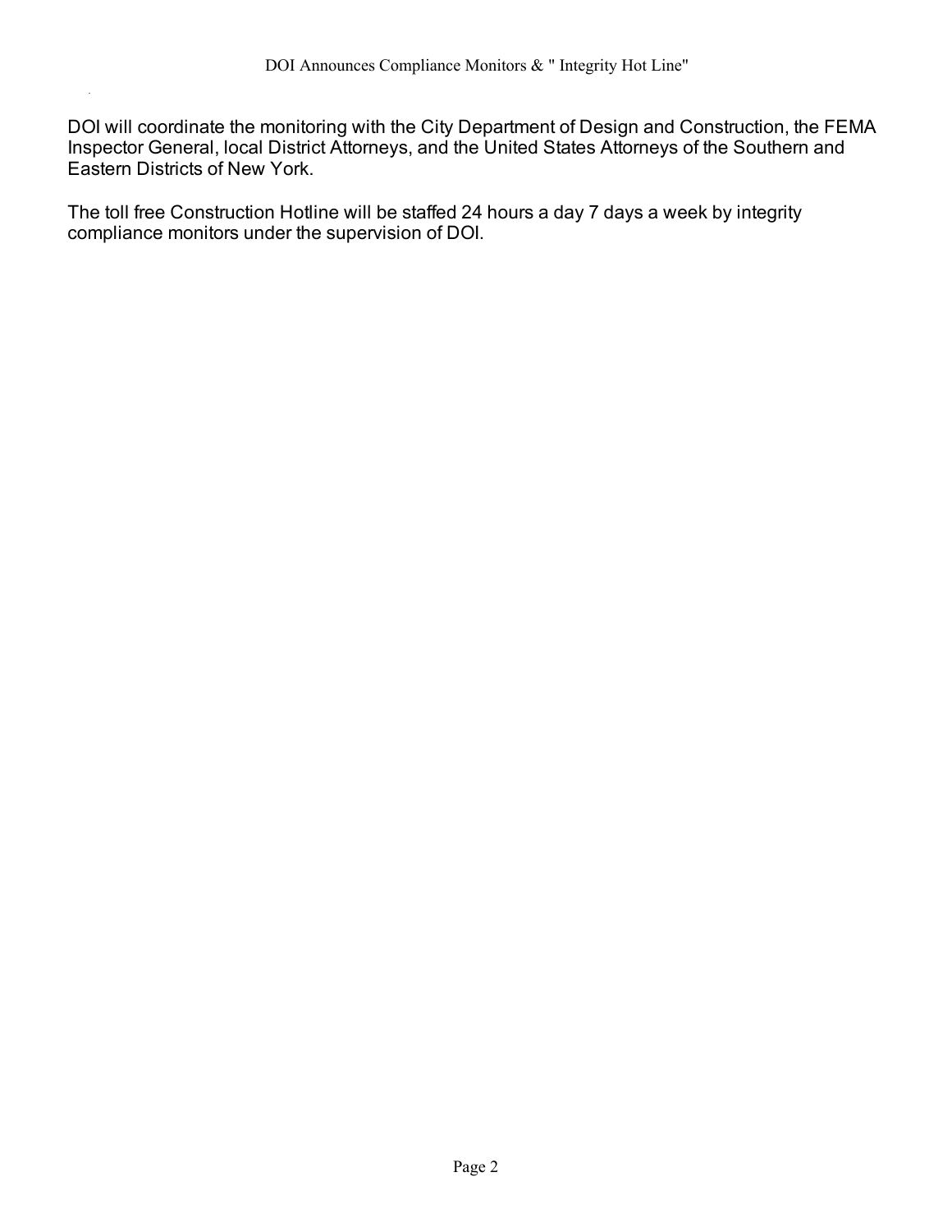DOI will coordinate the monitoring with the City Department of Design and Construction, the FEMA Inspector General, local District Attorneys, and the United States Attorneys of the Southern and Eastern Districts of New York.

The toll free Construction Hotline will be staffed 24 hours a day 7 days a week by integrity compliance monitors under the supervision of DOI.